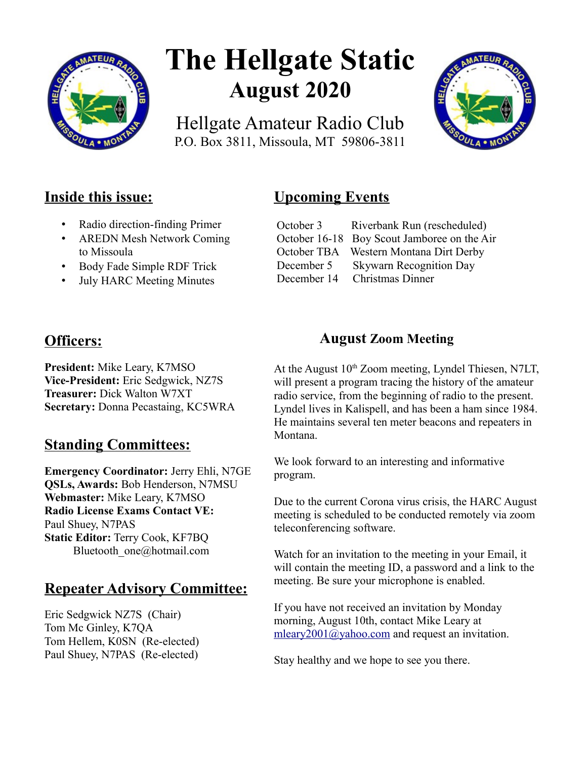# The Hellgate Static

## August 2020

Hellgate Amateur Radio Club
P.O. Box 3811, Missoula, MT 59806-3811

## Inside this issue:

- Radio direction-finding Primer
- AREDN Mesh Network Coming to Missoula
- Body Fade Simple RDF Trick
- July HARC Meeting Minutes

## Upcoming Events

| | |
|---|---|
| October 3 | Riverbank Run (rescheduled) |
| October 16-18 | Boy Scout Jamboree on the Air |
| October TBA | Western Montana Dirt Derby |
| December 5 | Skywarn Recognition Day |
| December 14 | Christmas Dinner |

## Officers:

**President:** Mike Leary, K7MSO
**Vice-President:** Eric Sedgwick, NZ7S
**Treasurer:** Dick Walton W7XT
**Secretary:** Donna Pecastaing, KC5WRA

## Standing Committees:

**Emergency Coordinator:** Jerry Ehli, N7GE
**QSLs, Awards:** Bob Henderson, N7MSU
**Webmaster:** Mike Leary, K7MSO
**Radio License Exams Contact VE:** Paul Shuey, N7PAS
**Static Editor:** Terry Cook, KF7BQ
Bluetooth_one@hotmail.com

## Repeater Advisory Committee:

Eric Sedgwick NZ7S (Chair)
Tom Mc Ginley, K7QA
Tom Hellem, K0SN (Re-elected)
Paul Shuey, N7PAS (Re-elected)

## August Zoom Meeting

At the August 10th Zoom meeting, Lyndel Thiesen, N7LT, will present a program tracing the history of the amateur radio service, from the beginning of radio to the present. Lyndel lives in Kalispell, and has been a ham since 1984. He maintains several ten meter beacons and repeaters in Montana.

We look forward to an interesting and informative program.

Due to the current Corona virus crisis, the HARC August meeting is scheduled to be conducted remotely via zoom teleconferencing software.

Watch for an invitation to the meeting in your Email, it will contain the meeting ID, a password and a link to the meeting. Be sure your microphone is enabled.

If you have not received an invitation by Monday morning, August 10th, contact Mike Leary at mleary2001@yahoo.com and request an invitation.

Stay healthy and we hope to see you there.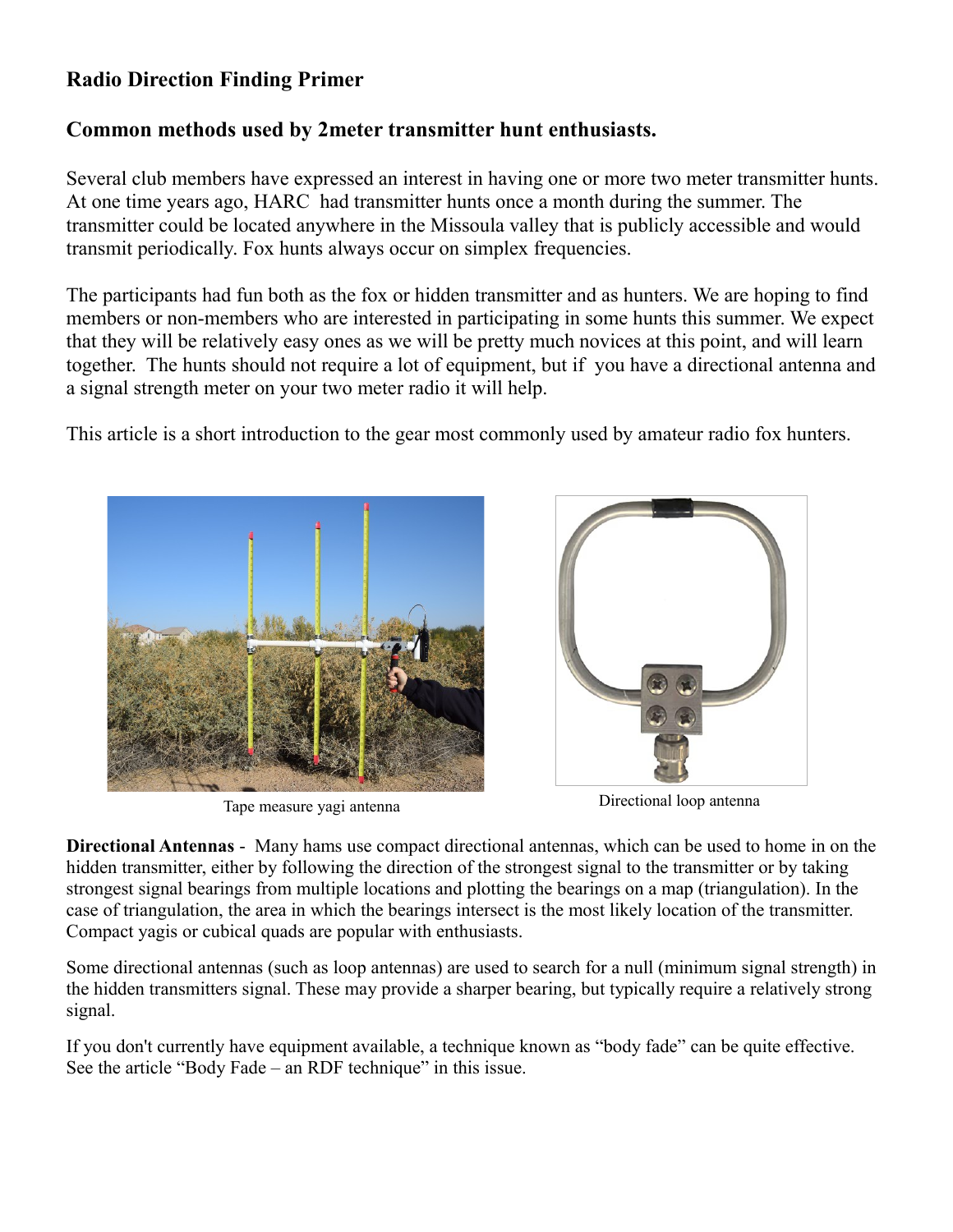## Radio Direction Finding Primer

### Common methods used by 2meter transmitter hunt enthusiasts.

Several club members have expressed an interest in having one or more two meter transmitter hunts. At one time years ago, HARC had transmitter hunts once a month during the summer. The transmitter could be located anywhere in the Missoula valley that is publicly accessible and would transmit periodically. Fox hunts always occur on simplex frequencies.

The participants had fun both as the fox or hidden transmitter and as hunters. We are hoping to find members or non-members who are interested in participating in some hunts this summer. We expect that they will be relatively easy ones as we will be pretty much novices at this point, and will learn together. The hunts should not require a lot of equipment, but if you have a directional antenna and a signal strength meter on your two meter radio it will help.

This article is a short introduction to the gear most commonly used by amateur radio fox hunters.

Tape measure yagi antenna

Directional loop antenna

**Directional Antennas** - Many hams use compact directional antennas, which can be used to home in on the hidden transmitter, either by following the direction of the strongest signal to the transmitter or by taking strongest signal bearings from multiple locations and plotting the bearings on a map (triangulation). In the case of triangulation, the area in which the bearings intersect is the most likely location of the transmitter. Compact yagis or cubical quads are popular with enthusiasts.

Some directional antennas (such as loop antennas) are used to search for a null (minimum signal strength) in the hidden transmitters signal. These may provide a sharper bearing, but typically require a relatively strong signal.

If you don't currently have equipment available, a technique known as "body fade" can be quite effective. See the article "Body Fade – an RDF technique" in this issue.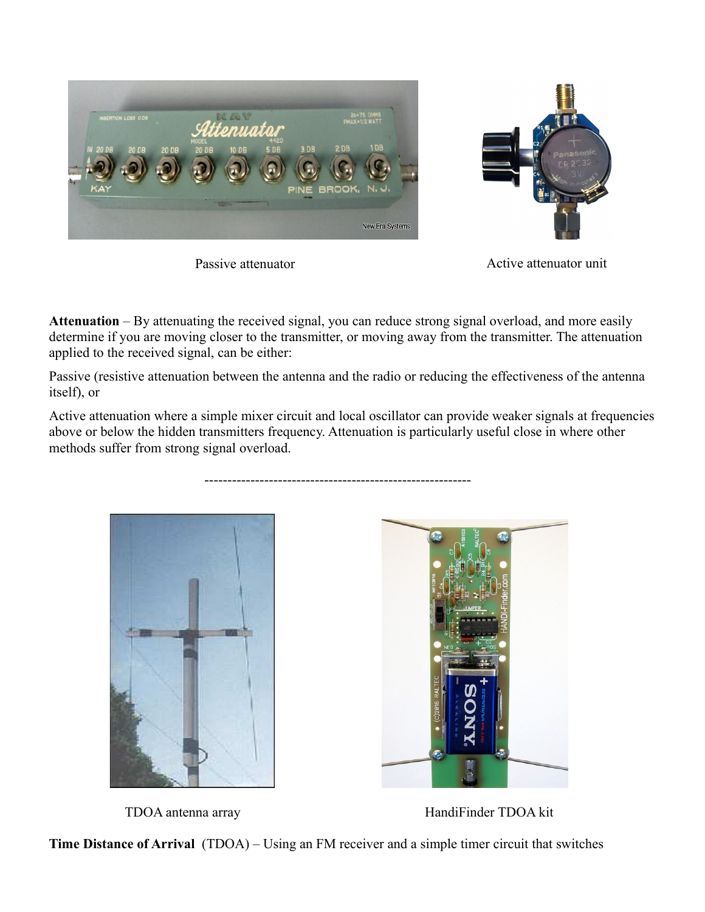Passive attenuator

Active attenuator unit

**Attenuation** – By attenuating the received signal, you can reduce strong signal overload, and more easily determine if you are moving closer to the transmitter, or moving away from the transmitter. The attenuation applied to the received signal, can be either:

Passive (resistive attenuation between the antenna and the radio or reducing the effectiveness of the antenna itself), or

Active attenuation where a simple mixer circuit and local oscillator can provide weaker signals at frequencies above or below the hidden transmitters frequency. Attenuation is particularly useful close in where other methods suffer from strong signal overload.

---------------------------------------------------------

TDOA antenna array

HandiFinder TDOA kit

**Time Distance of Arrival** (TDOA) – Using an FM receiver and a simple timer circuit that switches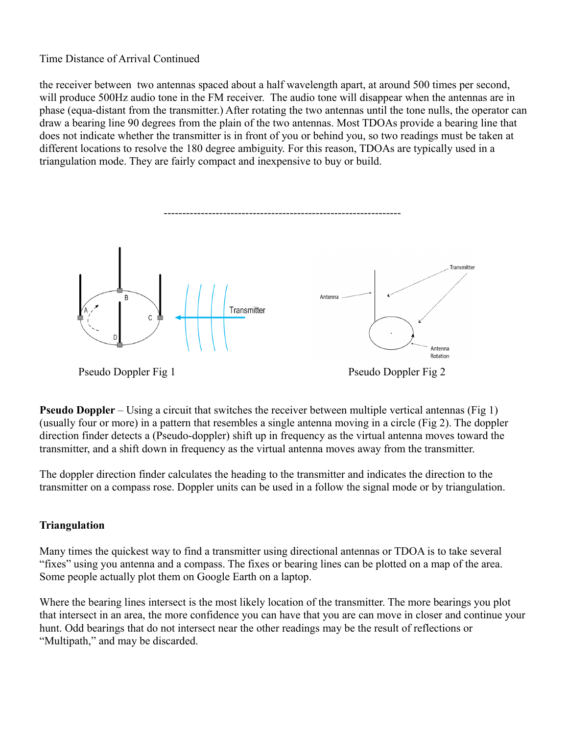Time Distance of Arrival Continued

the receiver between two antennas spaced about a half wavelength apart, at around 500 times per second, will produce 500Hz audio tone in the FM receiver. The audio tone will disappear when the antennas are in phase (equa-distant from the transmitter.) After rotating the two antennas until the tone nulls, the operator can draw a bearing line 90 degrees from the plain of the two antennas. Most TDOAs provide a bearing line that does not indicate whether the transmitter is in front of you or behind you, so two readings must be taken at different locations to resolve the 180 degree ambiguity. For this reason, TDOAs are typically used in a triangulation mode. They are fairly compact and inexpensive to buy or build.

---------------------------------------------------------------

Pseudo Doppler Fig 1

Pseudo Doppler Fig 2

**Pseudo Doppler** – Using a circuit that switches the receiver between multiple vertical antennas (Fig 1) (usually four or more) in a pattern that resembles a single antenna moving in a circle (Fig 2). The doppler direction finder detects a (Pseudo-doppler) shift up in frequency as the virtual antenna moves toward the transmitter, and a shift down in frequency as the virtual antenna moves away from the transmitter.

The doppler direction finder calculates the heading to the transmitter and indicates the direction to the transmitter on a compass rose. Doppler units can be used in a follow the signal mode or by triangulation.

**Triangulation**

Many times the quickest way to find a transmitter using directional antennas or TDOA is to take several "fixes" using you antenna and a compass. The fixes or bearing lines can be plotted on a map of the area. Some people actually plot them on Google Earth on a laptop.

Where the bearing lines intersect is the most likely location of the transmitter. The more bearings you plot that intersect in an area, the more confidence you can have that you are can move in closer and continue your hunt. Odd bearings that do not intersect near the other readings may be the result of reflections or "Multipath," and may be discarded.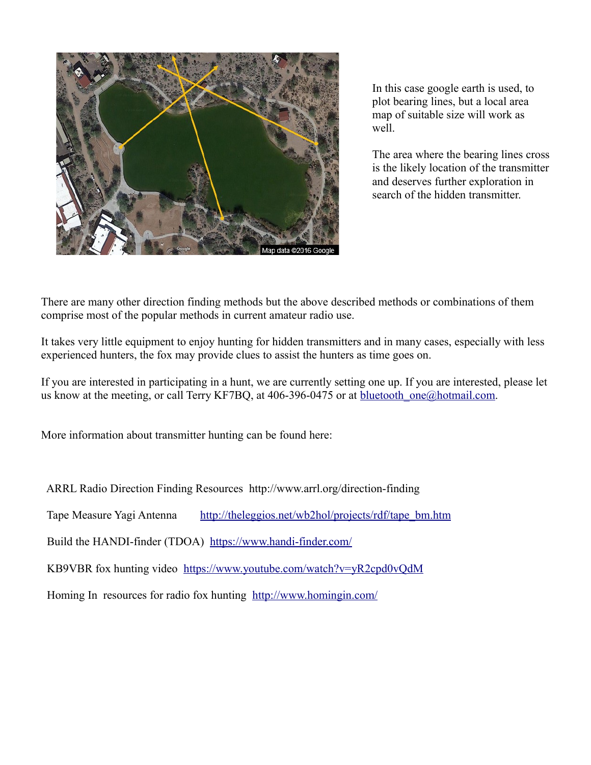In this case google earth is used, to plot bearing lines, but a local area map of suitable size will work as well.

The area where the bearing lines cross is the likely location of the transmitter and deserves further exploration in search of the hidden transmitter.

There are many other direction finding methods but the above described methods or combinations of them comprise most of the popular methods in current amateur radio use.

It takes very little equipment to enjoy hunting for hidden transmitters and in many cases, especially with less experienced hunters, the fox may provide clues to assist the hunters as time goes on.

If you are interested in participating in a hunt, we are currently setting one up. If you are interested, please let us know at the meeting, or call Terry KF7BQ, at 406-396-0475 or at bluetooth_one@hotmail.com.

More information about transmitter hunting can be found here:

ARRL Radio Direction Finding Resources http://www.arrl.org/direction-finding

Tape Measure Yagi Antenna http://theleggios.net/wb2hol/projects/rdf/tape_bm.htm

Build the HANDI-finder (TDOA) https://www.handi-finder.com/

KB9VBR fox hunting video https://www.youtube.com/watch?v=yR2cpd0vQdM

Homing In resources for radio fox hunting http://www.homingin.com/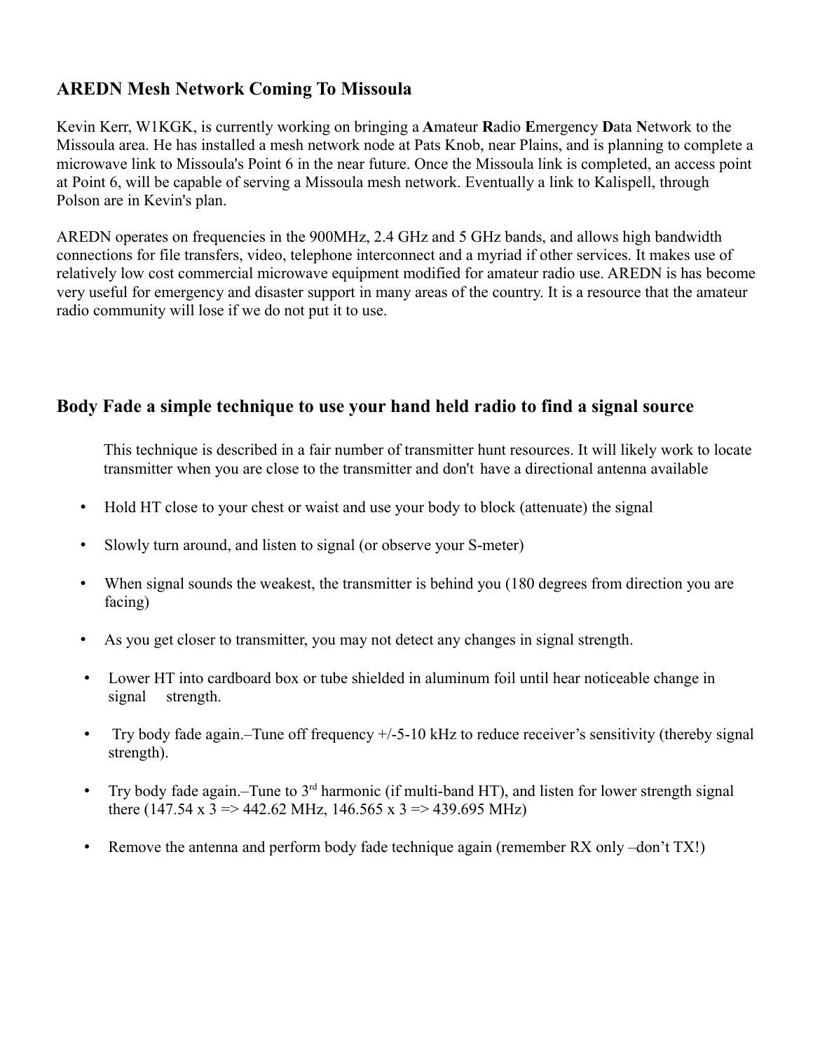## AREDN Mesh Network Coming To Missoula

Kevin Kerr, W1KGK, is currently working on bringing a **A**mateur **R**adio **E**mergency **D**ata **N**etwork to the Missoula area. He has installed a mesh network node at Pats Knob, near Plains, and is planning to complete a microwave link to Missoula's Point 6 in the near future. Once the Missoula link is completed, an access point at Point 6, will be capable of serving a Missoula mesh network. Eventually a link to Kalispell, through Polson are in Kevin's plan.

AREDN operates on frequencies in the 900MHz, 2.4 GHz and 5 GHz bands, and allows high bandwidth connections for file transfers, video, telephone interconnect and a myriad if other services. It makes use of relatively low cost commercial microwave equipment modified for amateur radio use. AREDN is has become very useful for emergency and disaster support in many areas of the country. It is a resource that the amateur radio community will lose if we do not put it to use.

## Body Fade a simple technique to use your hand held radio to find a signal source

This technique is described in a fair number of transmitter hunt resources. It will likely work to locate transmitter when you are close to the transmitter and don't have a directional antenna available

- Hold HT close to your chest or waist and use your body to block (attenuate) the signal
- Slowly turn around, and listen to signal (or observe your S-meter)
- When signal sounds the weakest, the transmitter is behind you (180 degrees from direction you are facing)
- As you get closer to transmitter, you may not detect any changes in signal strength.
- Lower HT into cardboard box or tube shielded in aluminum foil until hear noticeable change in signal strength.
- Try body fade again.–Tune off frequency +/-5-10 kHz to reduce receiver's sensitivity (thereby signal strength).
- Try body fade again.–Tune to 3rd harmonic (if multi-band HT), and listen for lower strength signal there (147.54 x 3 => 442.62 MHz, 146.565 x 3 => 439.695 MHz)
- Remove the antenna and perform body fade technique again (remember RX only –don't TX!)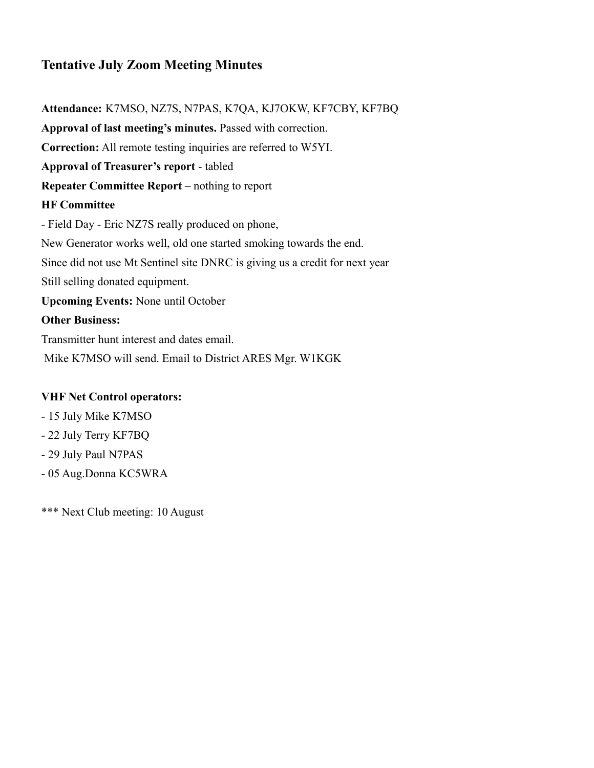## Tentative July Zoom Meeting Minutes

**Attendance:** K7MSO, NZ7S, N7PAS, K7QA, KJ7OKW, KF7CBY, KF7BQ

**Approval of last meeting's minutes.** Passed with correction.

**Correction:** All remote testing inquiries are referred to W5YI.

**Approval of Treasurer's report** - tabled

**Repeater Committee Report** – nothing to report

**HF Committee**

- Field Day - Eric NZ7S really produced on phone,

New Generator works well, old one started smoking towards the end.

Since did not use Mt Sentinel site DNRC is giving us a credit for next year

Still selling donated equipment.

**Upcoming Events:** None until October

**Other Business:**

Transmitter hunt interest and dates email.

Mike K7MSO will send. Email to District ARES Mgr. W1KGK

**VHF Net Control operators:**

- 15 July Mike K7MSO
- 22 July Terry KF7BQ
- 29 July Paul N7PAS
- 05 Aug.Donna KC5WRA

*** Next Club meeting: 10 August